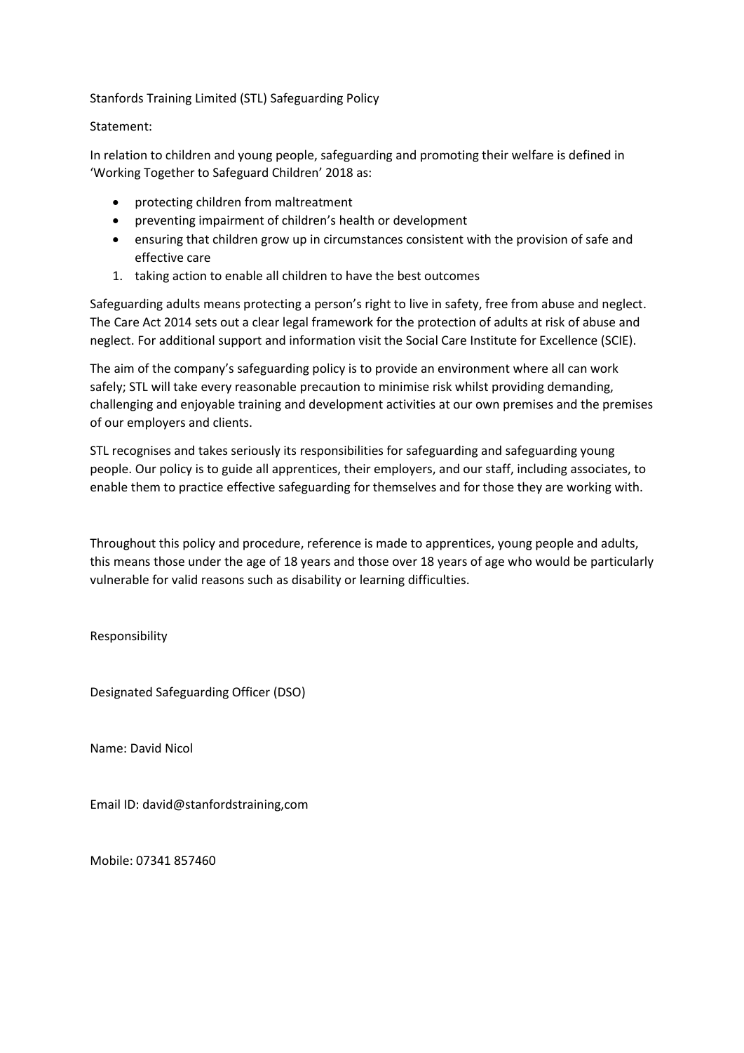Stanfords Training Limited (STL) Safeguarding Policy

Statement:

In relation to children and young people, safeguarding and promoting their welfare is defined in 'Working Together to Safeguard Children' 2018 as:

- protecting children from maltreatment
- preventing impairment of children's health or development
- ensuring that children grow up in circumstances consistent with the provision of safe and effective care

1. taking action to enable all children to have the best outcomes

Safeguarding adults means protecting a person's right to live in safety, free from abuse and neglect. The Care Act 2014 sets out a clear legal framework for the protection of adults at risk of abuse and neglect. For additional support and information visit the Social Care Institute for Excellence (SCIE).

The aim of the company's safeguarding policy is to provide an environment where all can work safely; STL will take every reasonable precaution to minimise risk whilst providing demanding, challenging and enjoyable training and development activities at our own premises and the premises of our employers and clients.

STL recognises and takes seriously its responsibilities for safeguarding and safeguarding young people. Our policy is to guide all apprentices, their employers, and our staff, including associates, to enable them to practice effective safeguarding for themselves and for those they are working with.

Throughout this policy and procedure, reference is made to apprentices, young people and adults, this means those under the age of 18 years and those over 18 years of age who would be particularly vulnerable for valid reasons such as disability or learning difficulties.

Responsibility

Designated Safeguarding Officer (DSO)

Name: David Nicol

Email ID: david@stanfordstraining,com

Mobile: 07341 857460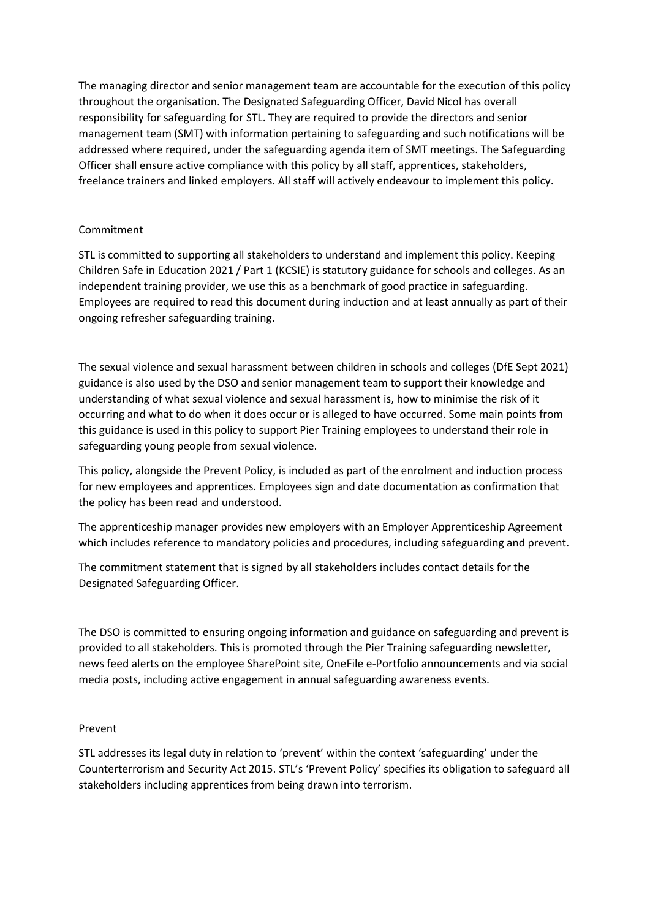The managing director and senior management team are accountable for the execution of this policy throughout the organisation. The Designated Safeguarding Officer, David Nicol has overall responsibility for safeguarding for STL. They are required to provide the directors and senior management team (SMT) with information pertaining to safeguarding and such notifications will be addressed where required, under the safeguarding agenda item of SMT meetings. The Safeguarding Officer shall ensure active compliance with this policy by all staff, apprentices, stakeholders, freelance trainers and linked employers. All staff will actively endeavour to implement this policy.

## Commitment

STL is committed to supporting all stakeholders to understand and implement this policy. Keeping Children Safe in Education 2021 / Part 1 (KCSIE) is statutory guidance for schools and colleges. As an independent training provider, we use this as a benchmark of good practice in safeguarding. Employees are required to read this document during induction and at least annually as part of their ongoing refresher safeguarding training.

The sexual violence and sexual harassment between children in schools and colleges (DfE Sept 2021) guidance is also used by the DSO and senior management team to support their knowledge and understanding of what sexual violence and sexual harassment is, how to minimise the risk of it occurring and what to do when it does occur or is alleged to have occurred. Some main points from this guidance is used in this policy to support Pier Training employees to understand their role in safeguarding young people from sexual violence.

This policy, alongside the Prevent Policy, is included as part of the enrolment and induction process for new employees and apprentices. Employees sign and date documentation as confirmation that the policy has been read and understood.

The apprenticeship manager provides new employers with an Employer Apprenticeship Agreement which includes reference to mandatory policies and procedures, including safeguarding and prevent.

The commitment statement that is signed by all stakeholders includes contact details for the Designated Safeguarding Officer.

The DSO is committed to ensuring ongoing information and guidance on safeguarding and prevent is provided to all stakeholders. This is promoted through the Pier Training safeguarding newsletter, news feed alerts on the employee SharePoint site, OneFile e-Portfolio announcements and via social media posts, including active engagement in annual safeguarding awareness events.

## Prevent

STL addresses its legal duty in relation to 'prevent' within the context 'safeguarding' under the Counterterrorism and Security Act 2015. STL's 'Prevent Policy' specifies its obligation to safeguard all stakeholders including apprentices from being drawn into terrorism.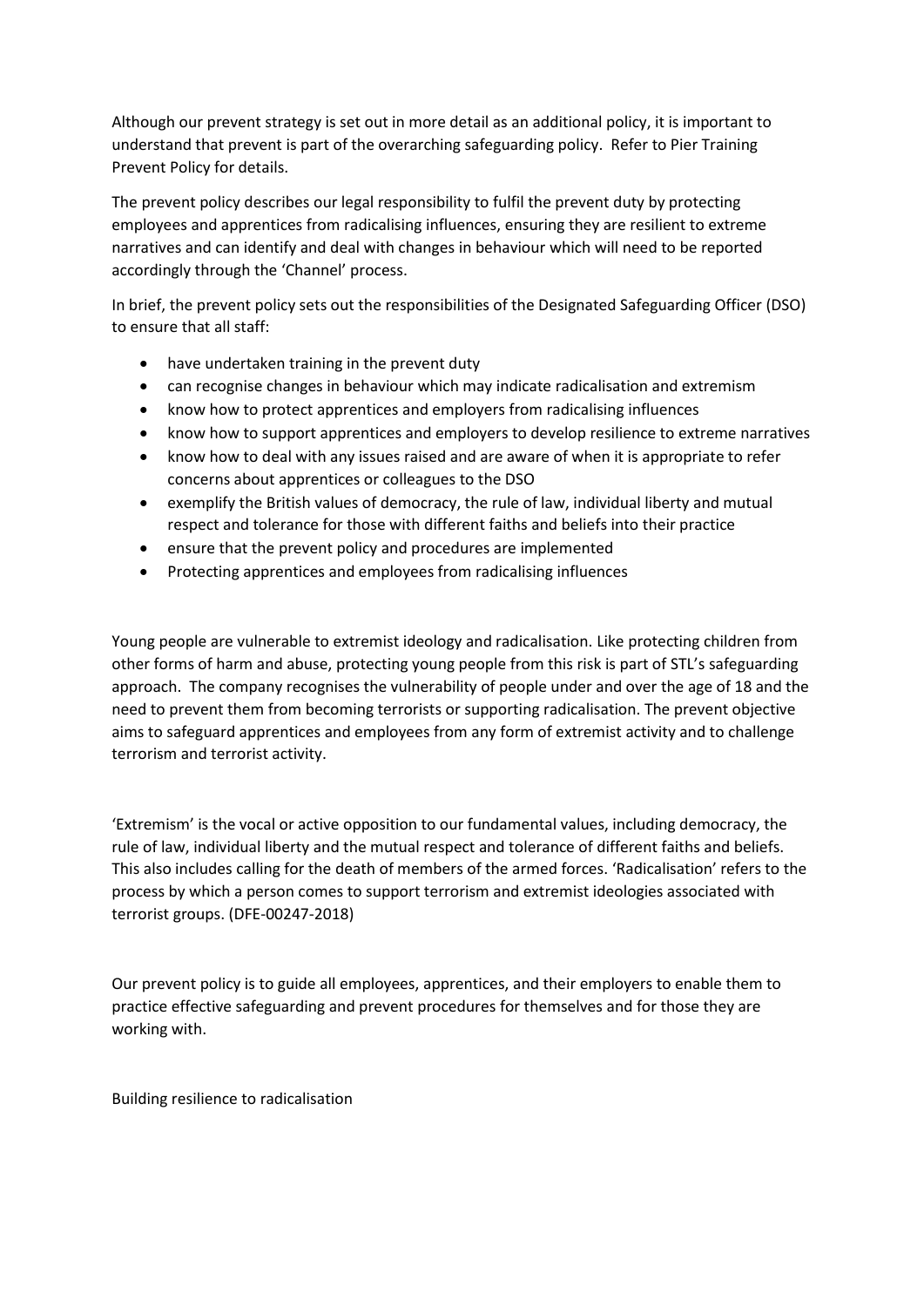Although our prevent strategy is set out in more detail as an additional policy, it is important to understand that prevent is part of the overarching safeguarding policy. Refer to Pier Training Prevent Policy for details.

The prevent policy describes our legal responsibility to fulfil the prevent duty by protecting employees and apprentices from radicalising influences, ensuring they are resilient to extreme narratives and can identify and deal with changes in behaviour which will need to be reported accordingly through the 'Channel' process.

In brief, the prevent policy sets out the responsibilities of the Designated Safeguarding Officer (DSO) to ensure that all staff:

- have undertaken training in the prevent duty
- can recognise changes in behaviour which may indicate radicalisation and extremism
- know how to protect apprentices and employers from radicalising influences
- know how to support apprentices and employers to develop resilience to extreme narratives
- know how to deal with any issues raised and are aware of when it is appropriate to refer concerns about apprentices or colleagues to the DSO
- exemplify the British values of democracy, the rule of law, individual liberty and mutual respect and tolerance for those with different faiths and beliefs into their practice
- ensure that the prevent policy and procedures are implemented
- Protecting apprentices and employees from radicalising influences

Young people are vulnerable to extremist ideology and radicalisation. Like protecting children from other forms of harm and abuse, protecting young people from this risk is part of STL's safeguarding approach. The company recognises the vulnerability of people under and over the age of 18 and the need to prevent them from becoming terrorists or supporting radicalisation. The prevent objective aims to safeguard apprentices and employees from any form of extremist activity and to challenge terrorism and terrorist activity.

'Extremism' is the vocal or active opposition to our fundamental values, including democracy, the rule of law, individual liberty and the mutual respect and tolerance of different faiths and beliefs. This also includes calling for the death of members of the armed forces. 'Radicalisation' refers to the process by which a person comes to support terrorism and extremist ideologies associated with terrorist groups. (DFE-00247-2018)

Our prevent policy is to guide all employees, apprentices, and their employers to enable them to practice effective safeguarding and prevent procedures for themselves and for those they are working with.

Building resilience to radicalisation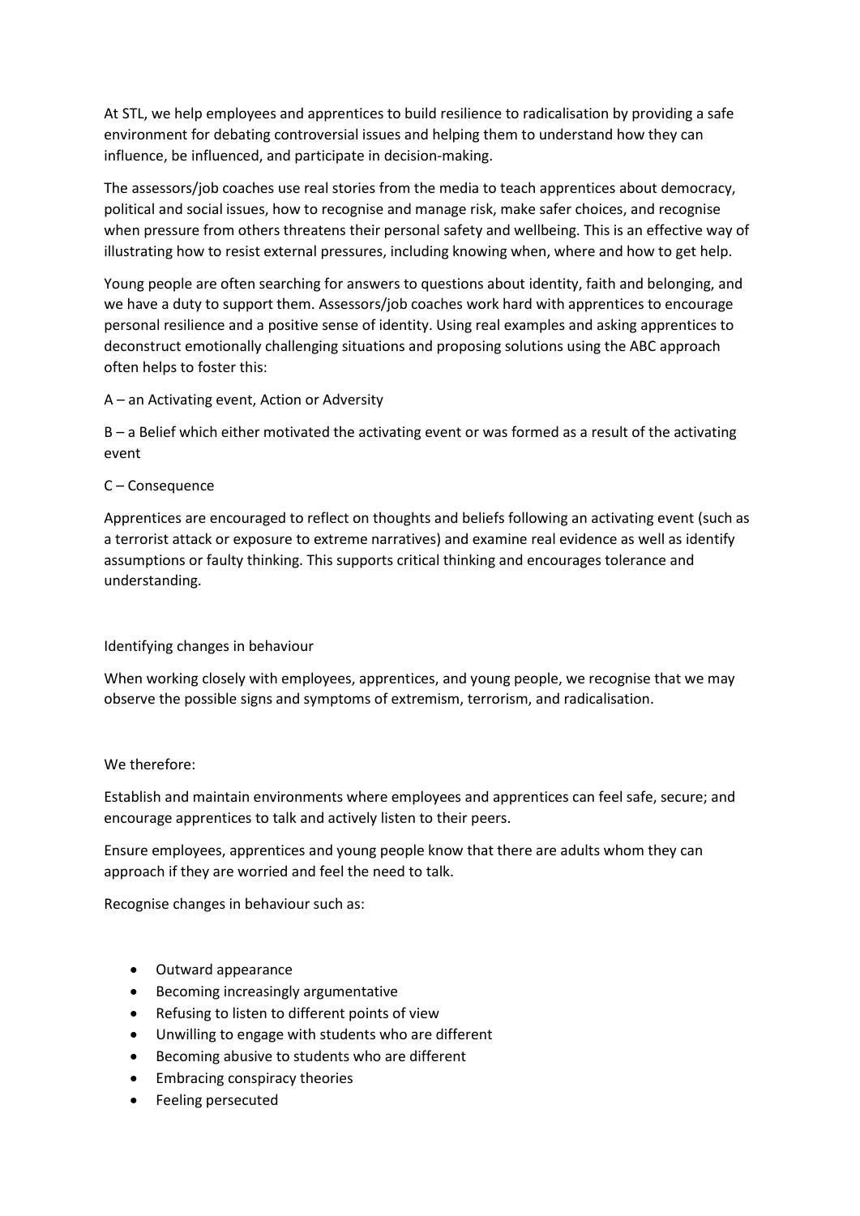At STL, we help employees and apprentices to build resilience to radicalisation by providing a safe environment for debating controversial issues and helping them to understand how they can influence, be influenced, and participate in decision-making.

The assessors/job coaches use real stories from the media to teach apprentices about democracy, political and social issues, how to recognise and manage risk, make safer choices, and recognise when pressure from others threatens their personal safety and wellbeing. This is an effective way of illustrating how to resist external pressures, including knowing when, where and how to get help.

Young people are often searching for answers to questions about identity, faith and belonging, and we have a duty to support them. Assessors/job coaches work hard with apprentices to encourage personal resilience and a positive sense of identity. Using real examples and asking apprentices to deconstruct emotionally challenging situations and proposing solutions using the ABC approach often helps to foster this:

A – an Activating event, Action or Adversity

B – a Belief which either motivated the activating event or was formed as a result of the activating event

C – Consequence

Apprentices are encouraged to reflect on thoughts and beliefs following an activating event (such as a terrorist attack or exposure to extreme narratives) and examine real evidence as well as identify assumptions or faulty thinking. This supports critical thinking and encourages tolerance and understanding.

Identifying changes in behaviour

When working closely with employees, apprentices, and young people, we recognise that we may observe the possible signs and symptoms of extremism, terrorism, and radicalisation.

We therefore:

Establish and maintain environments where employees and apprentices can feel safe, secure; and encourage apprentices to talk and actively listen to their peers.

Ensure employees, apprentices and young people know that there are adults whom they can approach if they are worried and feel the need to talk.

Recognise changes in behaviour such as:

- Outward appearance
- Becoming increasingly argumentative
- Refusing to listen to different points of view
- Unwilling to engage with students who are different
- Becoming abusive to students who are different
- Embracing conspiracy theories
- Feeling persecuted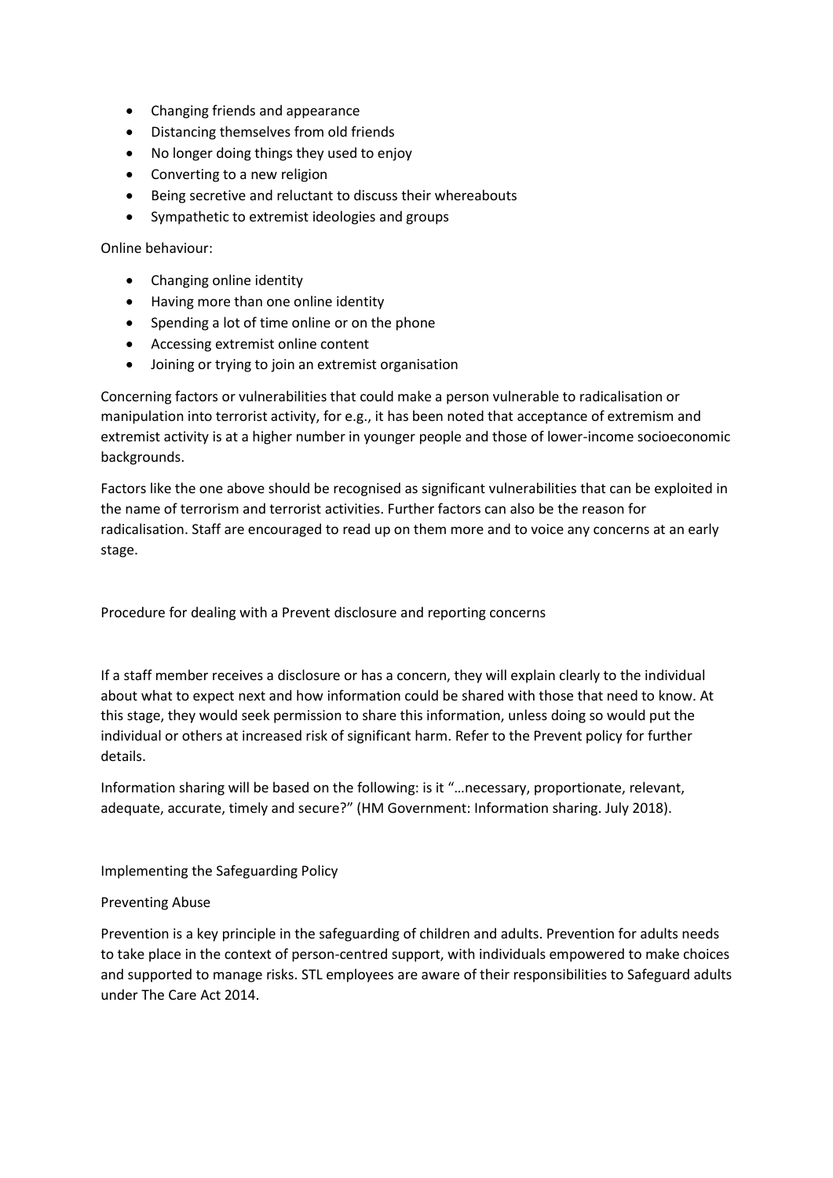- Changing friends and appearance
- Distancing themselves from old friends
- No longer doing things they used to enjoy
- Converting to a new religion
- Being secretive and reluctant to discuss their whereabouts
- Sympathetic to extremist ideologies and groups

Online behaviour:

- Changing online identity
- Having more than one online identity
- Spending a lot of time online or on the phone
- Accessing extremist online content
- Joining or trying to join an extremist organisation

Concerning factors or vulnerabilities that could make a person vulnerable to radicalisation or manipulation into terrorist activity, for e.g., it has been noted that acceptance of extremism and extremist activity is at a higher number in younger people and those of lower-income socioeconomic backgrounds.

Factors like the one above should be recognised as significant vulnerabilities that can be exploited in the name of terrorism and terrorist activities. Further factors can also be the reason for radicalisation. Staff are encouraged to read up on them more and to voice any concerns at an early stage.

## Procedure for dealing with a Prevent disclosure and reporting concerns

If a staff member receives a disclosure or has a concern, they will explain clearly to the individual about what to expect next and how information could be shared with those that need to know. At this stage, they would seek permission to share this information, unless doing so would put the individual or others at increased risk of significant harm. Refer to the Prevent policy for further details.

Information sharing will be based on the following: is it "…necessary, proportionate, relevant, adequate, accurate, timely and secure?" (HM Government: Information sharing. July 2018).

## Implementing the Safeguarding Policy

### Preventing Abuse

Prevention is a key principle in the safeguarding of children and adults. Prevention for adults needs to take place in the context of person-centred support, with individuals empowered to make choices and supported to manage risks. STL employees are aware of their responsibilities to Safeguard adults under The Care Act 2014.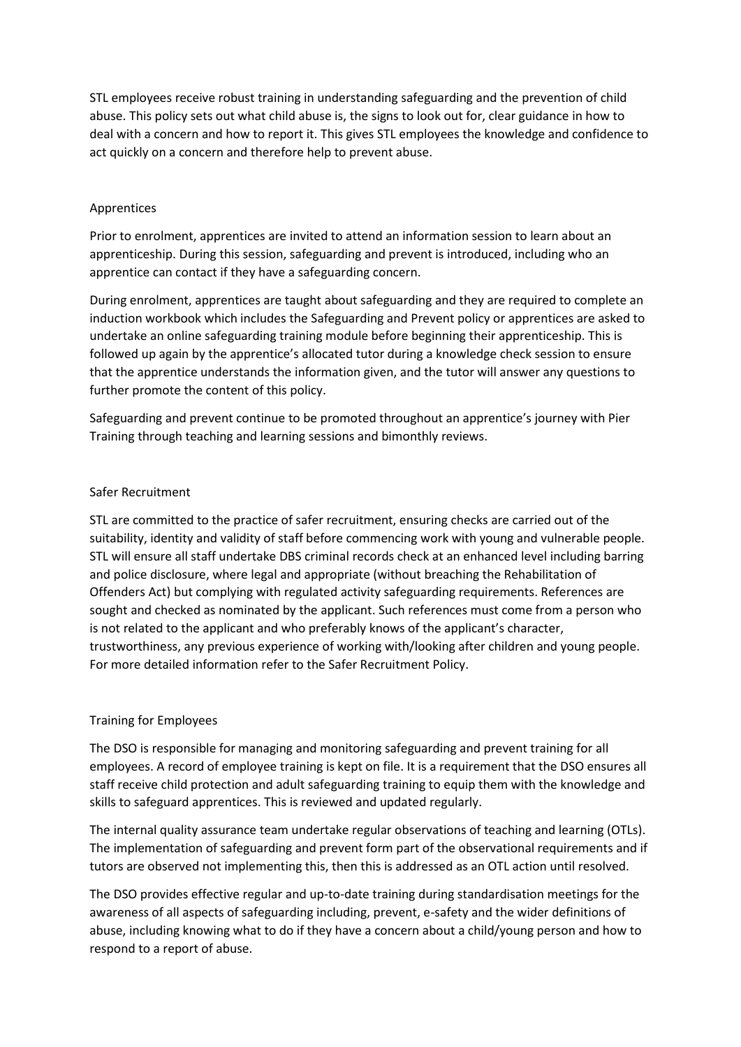STL employees receive robust training in understanding safeguarding and the prevention of child abuse. This policy sets out what child abuse is, the signs to look out for, clear guidance in how to deal with a concern and how to report it. This gives STL employees the knowledge and confidence to act quickly on a concern and therefore help to prevent abuse.

## Apprentices

Prior to enrolment, apprentices are invited to attend an information session to learn about an apprenticeship. During this session, safeguarding and prevent is introduced, including who an apprentice can contact if they have a safeguarding concern.

During enrolment, apprentices are taught about safeguarding and they are required to complete an induction workbook which includes the Safeguarding and Prevent policy or apprentices are asked to undertake an online safeguarding training module before beginning their apprenticeship. This is followed up again by the apprentice's allocated tutor during a knowledge check session to ensure that the apprentice understands the information given, and the tutor will answer any questions to further promote the content of this policy.

Safeguarding and prevent continue to be promoted throughout an apprentice's journey with Pier Training through teaching and learning sessions and bimonthly reviews.

## Safer Recruitment

STL are committed to the practice of safer recruitment, ensuring checks are carried out of the suitability, identity and validity of staff before commencing work with young and vulnerable people. STL will ensure all staff undertake DBS criminal records check at an enhanced level including barring and police disclosure, where legal and appropriate (without breaching the Rehabilitation of Offenders Act) but complying with regulated activity safeguarding requirements. References are sought and checked as nominated by the applicant. Such references must come from a person who is not related to the applicant and who preferably knows of the applicant's character, trustworthiness, any previous experience of working with/looking after children and young people. For more detailed information refer to the Safer Recruitment Policy.

## Training for Employees

The DSO is responsible for managing and monitoring safeguarding and prevent training for all employees. A record of employee training is kept on file. It is a requirement that the DSO ensures all staff receive child protection and adult safeguarding training to equip them with the knowledge and skills to safeguard apprentices. This is reviewed and updated regularly.

The internal quality assurance team undertake regular observations of teaching and learning (OTLs). The implementation of safeguarding and prevent form part of the observational requirements and if tutors are observed not implementing this, then this is addressed as an OTL action until resolved.

The DSO provides effective regular and up-to-date training during standardisation meetings for the awareness of all aspects of safeguarding including, prevent, e-safety and the wider definitions of abuse, including knowing what to do if they have a concern about a child/young person and how to respond to a report of abuse.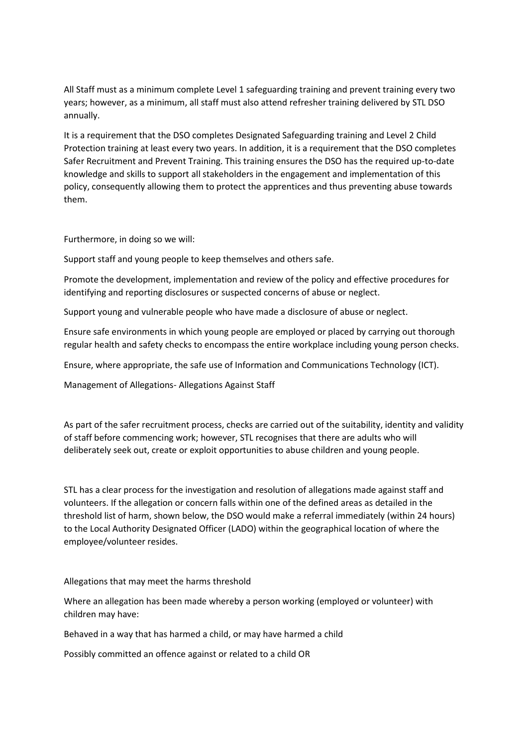All Staff must as a minimum complete Level 1 safeguarding training and prevent training every two years; however, as a minimum, all staff must also attend refresher training delivered by STL DSO annually.

It is a requirement that the DSO completes Designated Safeguarding training and Level 2 Child Protection training at least every two years. In addition, it is a requirement that the DSO completes Safer Recruitment and Prevent Training. This training ensures the DSO has the required up-to-date knowledge and skills to support all stakeholders in the engagement and implementation of this policy, consequently allowing them to protect the apprentices and thus preventing abuse towards them.

Furthermore, in doing so we will:

Support staff and young people to keep themselves and others safe.

Promote the development, implementation and review of the policy and effective procedures for identifying and reporting disclosures or suspected concerns of abuse or neglect.

Support young and vulnerable people who have made a disclosure of abuse or neglect.

Ensure safe environments in which young people are employed or placed by carrying out thorough regular health and safety checks to encompass the entire workplace including young person checks.

Ensure, where appropriate, the safe use of Information and Communications Technology (ICT).

Management of Allegations- Allegations Against Staff

As part of the safer recruitment process, checks are carried out of the suitability, identity and validity of staff before commencing work; however, STL recognises that there are adults who will deliberately seek out, create or exploit opportunities to abuse children and young people.

STL has a clear process for the investigation and resolution of allegations made against staff and volunteers. If the allegation or concern falls within one of the defined areas as detailed in the threshold list of harm, shown below, the DSO would make a referral immediately (within 24 hours) to the Local Authority Designated Officer (LADO) within the geographical location of where the employee/volunteer resides.

Allegations that may meet the harms threshold

Where an allegation has been made whereby a person working (employed or volunteer) with children may have:

Behaved in a way that has harmed a child, or may have harmed a child

Possibly committed an offence against or related to a child OR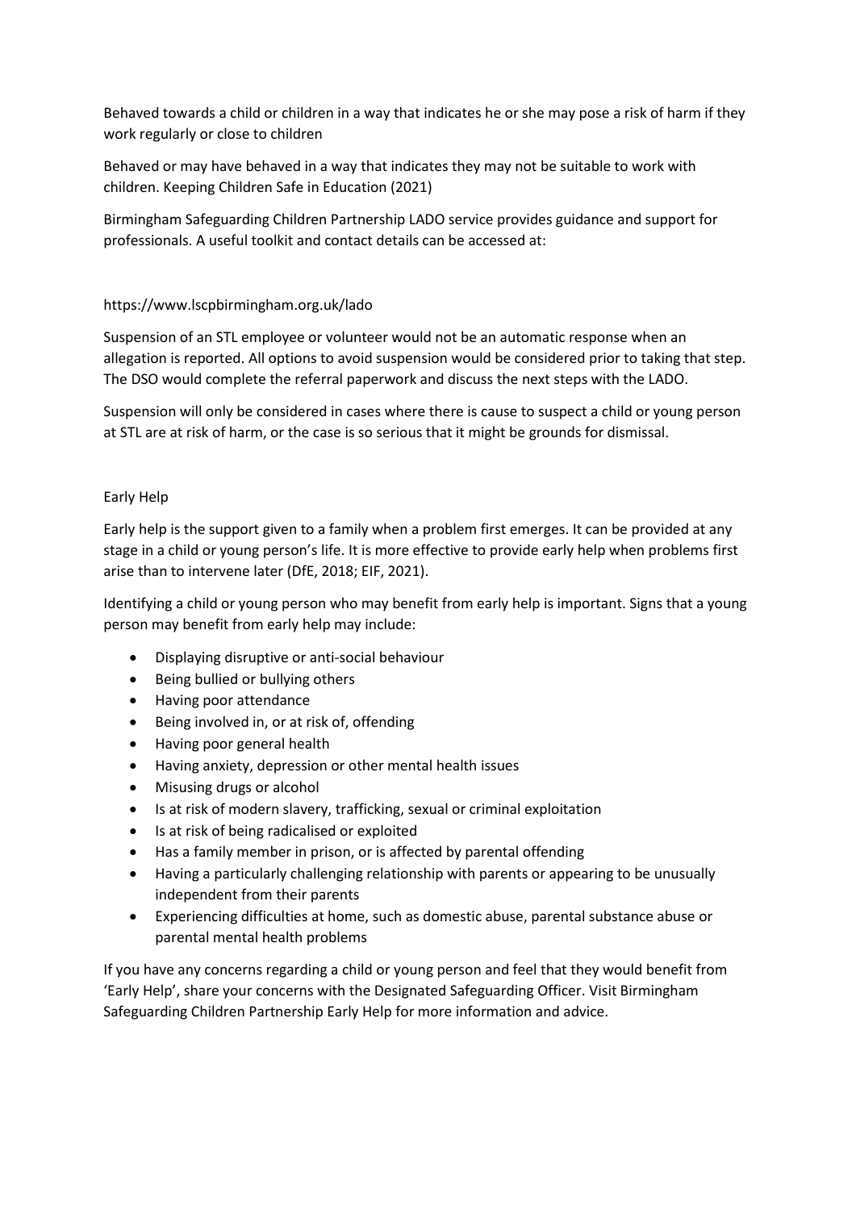Behaved towards a child or children in a way that indicates he or she may pose a risk of harm if they work regularly or close to children

Behaved or may have behaved in a way that indicates they may not be suitable to work with children. Keeping Children Safe in Education (2021)

Birmingham Safeguarding Children Partnership LADO service provides guidance and support for professionals. A useful toolkit and contact details can be accessed at:

https://www.lscpbirmingham.org.uk/lado

Suspension of an STL employee or volunteer would not be an automatic response when an allegation is reported. All options to avoid suspension would be considered prior to taking that step. The DSO would complete the referral paperwork and discuss the next steps with the LADO.

Suspension will only be considered in cases where there is cause to suspect a child or young person at STL are at risk of harm, or the case is so serious that it might be grounds for dismissal.

## Early Help

Early help is the support given to a family when a problem first emerges. It can be provided at any stage in a child or young person's life. It is more effective to provide early help when problems first arise than to intervene later (DfE, 2018; EIF, 2021).

Identifying a child or young person who may benefit from early help is important. Signs that a young person may benefit from early help may include:

- Displaying disruptive or anti-social behaviour
- Being bullied or bullying others
- Having poor attendance
- Being involved in, or at risk of, offending
- Having poor general health
- Having anxiety, depression or other mental health issues
- Misusing drugs or alcohol
- Is at risk of modern slavery, trafficking, sexual or criminal exploitation
- Is at risk of being radicalised or exploited
- Has a family member in prison, or is affected by parental offending
- Having a particularly challenging relationship with parents or appearing to be unusually independent from their parents
- Experiencing difficulties at home, such as domestic abuse, parental substance abuse or parental mental health problems

If you have any concerns regarding a child or young person and feel that they would benefit from 'Early Help', share your concerns with the Designated Safeguarding Officer. Visit Birmingham Safeguarding Children Partnership Early Help for more information and advice.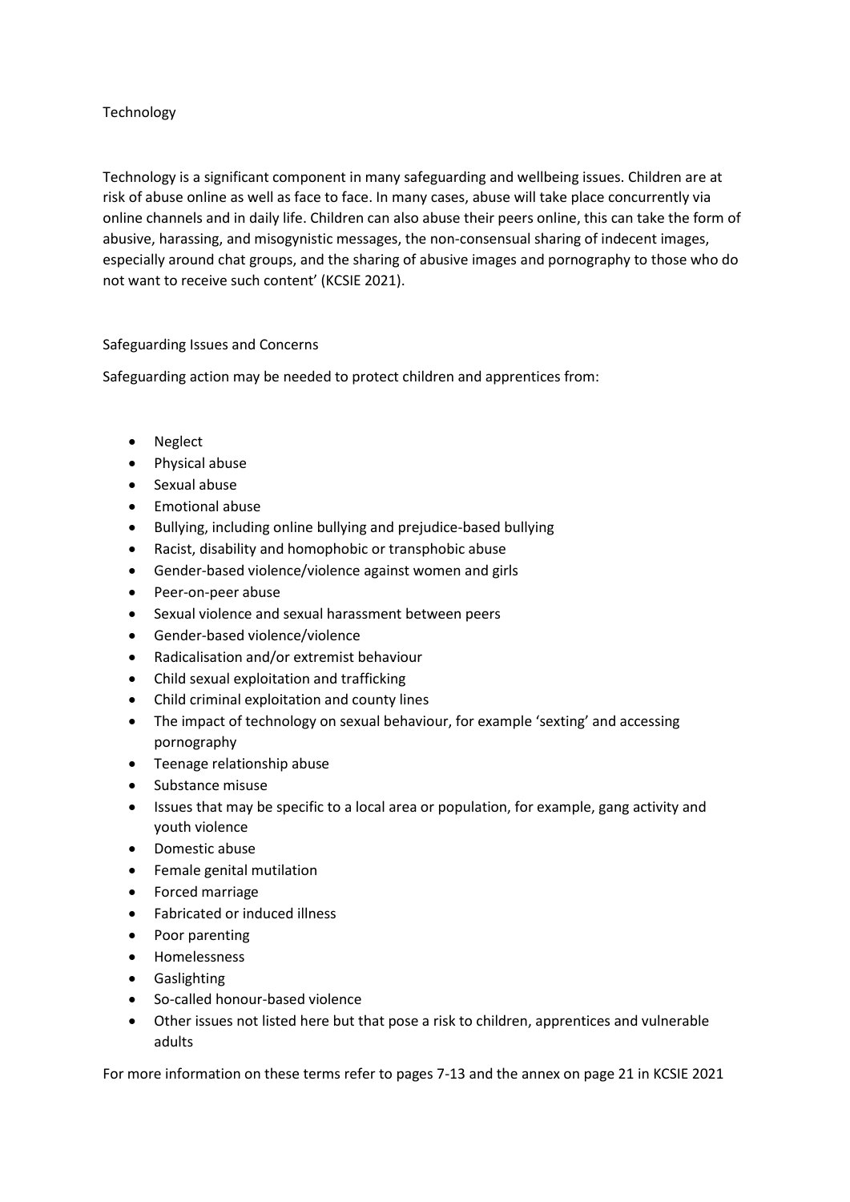## Technology

Technology is a significant component in many safeguarding and wellbeing issues. Children are at risk of abuse online as well as face to face. In many cases, abuse will take place concurrently via online channels and in daily life. Children can also abuse their peers online, this can take the form of abusive, harassing, and misogynistic messages, the non-consensual sharing of indecent images, especially around chat groups, and the sharing of abusive images and pornography to those who do not want to receive such content' (KCSIE 2021).

## Safeguarding Issues and Concerns

Safeguarding action may be needed to protect children and apprentices from:

- Neglect
- Physical abuse
- Sexual abuse
- Emotional abuse
- Bullying, including online bullying and prejudice-based bullying
- Racist, disability and homophobic or transphobic abuse
- Gender-based violence/violence against women and girls
- Peer-on-peer abuse
- Sexual violence and sexual harassment between peers
- Gender-based violence/violence
- Radicalisation and/or extremist behaviour
- Child sexual exploitation and trafficking
- Child criminal exploitation and county lines
- The impact of technology on sexual behaviour, for example 'sexting' and accessing pornography
- Teenage relationship abuse
- Substance misuse
- Issues that may be specific to a local area or population, for example, gang activity and youth violence
- Domestic abuse
- Female genital mutilation
- Forced marriage
- Fabricated or induced illness
- Poor parenting
- Homelessness
- Gaslighting
- So-called honour-based violence
- Other issues not listed here but that pose a risk to children, apprentices and vulnerable adults

For more information on these terms refer to pages 7-13 and the annex on page 21 in KCSIE 2021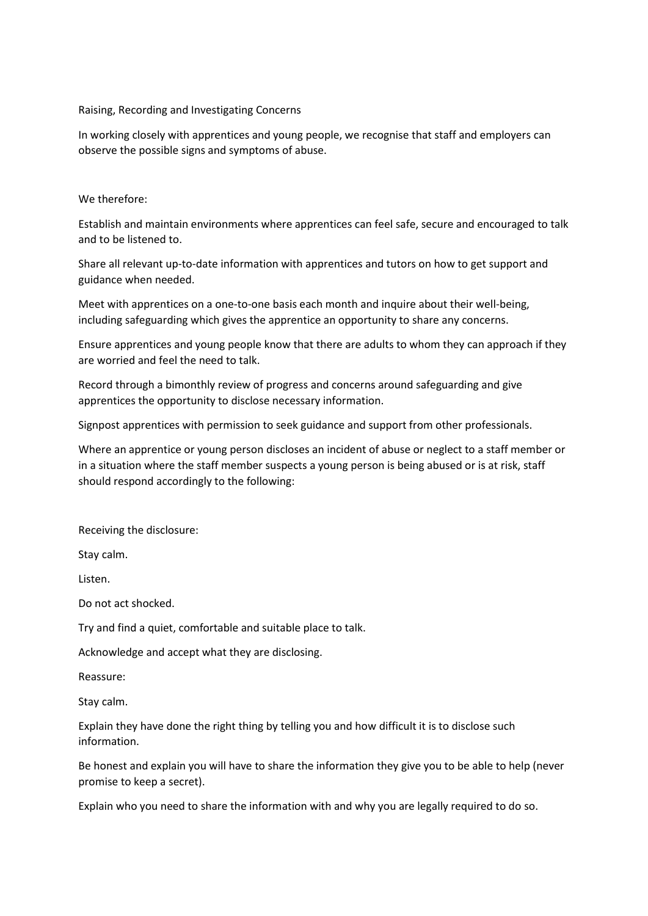## Raising, Recording and Investigating Concerns

In working closely with apprentices and young people, we recognise that staff and employers can observe the possible signs and symptoms of abuse.

We therefore:

Establish and maintain environments where apprentices can feel safe, secure and encouraged to talk and to be listened to.

Share all relevant up-to-date information with apprentices and tutors on how to get support and guidance when needed.

Meet with apprentices on a one-to-one basis each month and inquire about their well-being, including safeguarding which gives the apprentice an opportunity to share any concerns.

Ensure apprentices and young people know that there are adults to whom they can approach if they are worried and feel the need to talk.

Record through a bimonthly review of progress and concerns around safeguarding and give apprentices the opportunity to disclose necessary information.

Signpost apprentices with permission to seek guidance and support from other professionals.

Where an apprentice or young person discloses an incident of abuse or neglect to a staff member or in a situation where the staff member suspects a young person is being abused or is at risk, staff should respond accordingly to the following:

Receiving the disclosure:

Stay calm.

Listen.

Do not act shocked.

Try and find a quiet, comfortable and suitable place to talk.

Acknowledge and accept what they are disclosing.

Reassure:

Stay calm.

Explain they have done the right thing by telling you and how difficult it is to disclose such information.

Be honest and explain you will have to share the information they give you to be able to help (never promise to keep a secret).

Explain who you need to share the information with and why you are legally required to do so.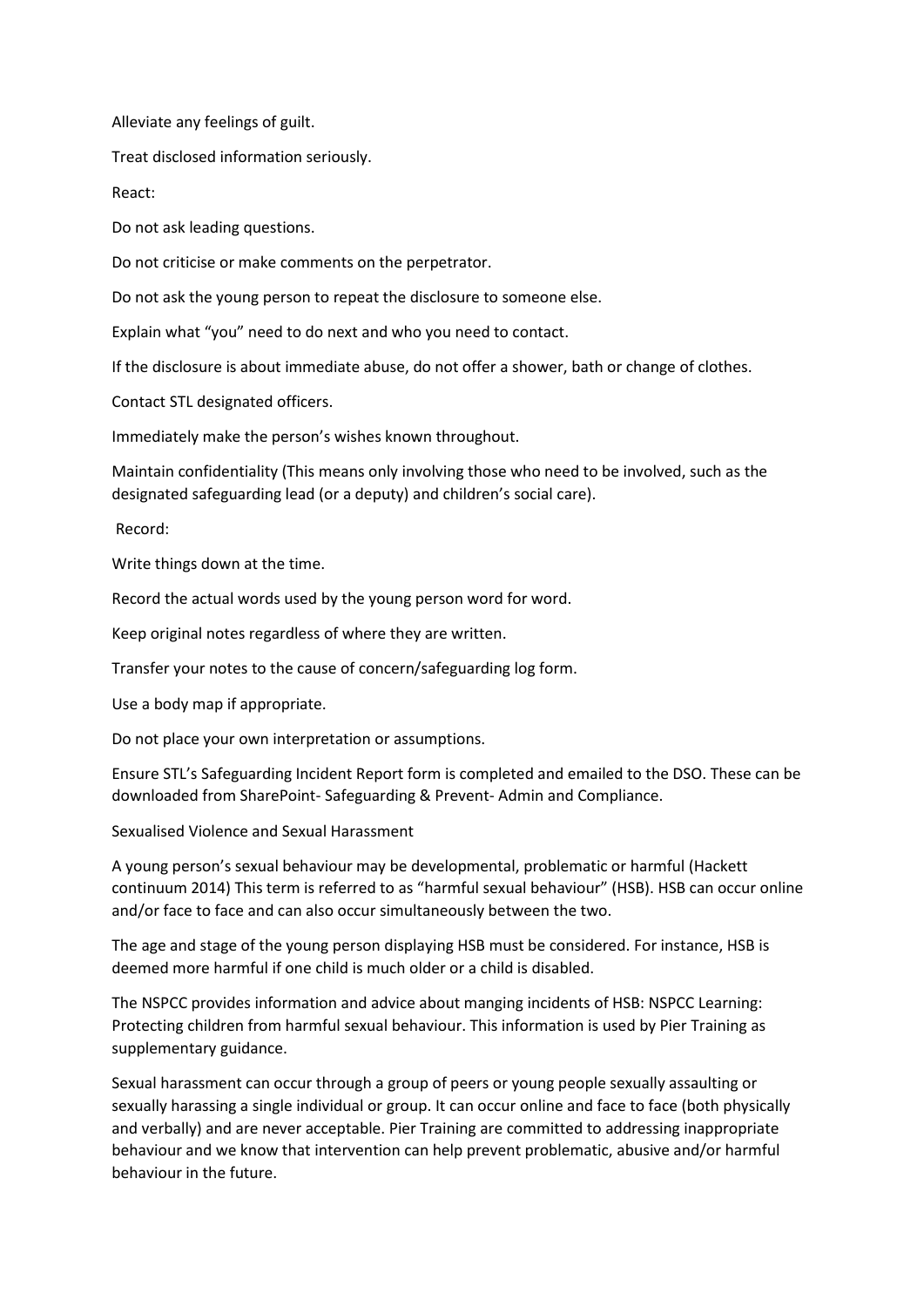Alleviate any feelings of guilt.

Treat disclosed information seriously.

React:

Do not ask leading questions.

Do not criticise or make comments on the perpetrator.

Do not ask the young person to repeat the disclosure to someone else.

Explain what "you" need to do next and who you need to contact.

If the disclosure is about immediate abuse, do not offer a shower, bath or change of clothes.

Contact STL designated officers.

Immediately make the person's wishes known throughout.

Maintain confidentiality (This means only involving those who need to be involved, such as the designated safeguarding lead (or a deputy) and children's social care).

Record:

Write things down at the time.

Record the actual words used by the young person word for word.

Keep original notes regardless of where they are written.

Transfer your notes to the cause of concern/safeguarding log form.

Use a body map if appropriate.

Do not place your own interpretation or assumptions.

Ensure STL's Safeguarding Incident Report form is completed and emailed to the DSO. These can be downloaded from SharePoint- Safeguarding & Prevent- Admin and Compliance.

Sexualised Violence and Sexual Harassment

A young person's sexual behaviour may be developmental, problematic or harmful (Hackett continuum 2014) This term is referred to as "harmful sexual behaviour" (HSB). HSB can occur online and/or face to face and can also occur simultaneously between the two.

The age and stage of the young person displaying HSB must be considered. For instance, HSB is deemed more harmful if one child is much older or a child is disabled.

The NSPCC provides information and advice about manging incidents of HSB: NSPCC Learning: Protecting children from harmful sexual behaviour. This information is used by Pier Training as supplementary guidance.

Sexual harassment can occur through a group of peers or young people sexually assaulting or sexually harassing a single individual or group. It can occur online and face to face (both physically and verbally) and are never acceptable. Pier Training are committed to addressing inappropriate behaviour and we know that intervention can help prevent problematic, abusive and/or harmful behaviour in the future.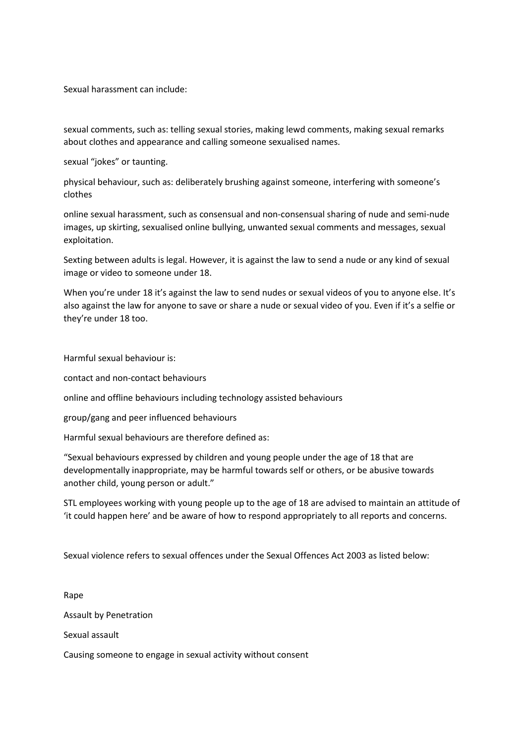Sexual harassment can include:

sexual comments, such as: telling sexual stories, making lewd comments, making sexual remarks about clothes and appearance and calling someone sexualised names.

sexual "jokes" or taunting.

physical behaviour, such as: deliberately brushing against someone, interfering with someone's clothes

online sexual harassment, such as consensual and non-consensual sharing of nude and semi-nude images, up skirting, sexualised online bullying, unwanted sexual comments and messages, sexual exploitation.

Sexting between adults is legal. However, it is against the law to send a nude or any kind of sexual image or video to someone under 18.

When you're under 18 it's against the law to send nudes or sexual videos of you to anyone else. It's also against the law for anyone to save or share a nude or sexual video of you. Even if it's a selfie or they're under 18 too.

Harmful sexual behaviour is:

contact and non-contact behaviours

online and offline behaviours including technology assisted behaviours

group/gang and peer influenced behaviours

Harmful sexual behaviours are therefore defined as:

"Sexual behaviours expressed by children and young people under the age of 18 that are developmentally inappropriate, may be harmful towards self or others, or be abusive towards another child, young person or adult."

STL employees working with young people up to the age of 18 are advised to maintain an attitude of 'it could happen here' and be aware of how to respond appropriately to all reports and concerns.

Sexual violence refers to sexual offences under the Sexual Offences Act 2003 as listed below:

Rape

Assault by Penetration

Sexual assault

Causing someone to engage in sexual activity without consent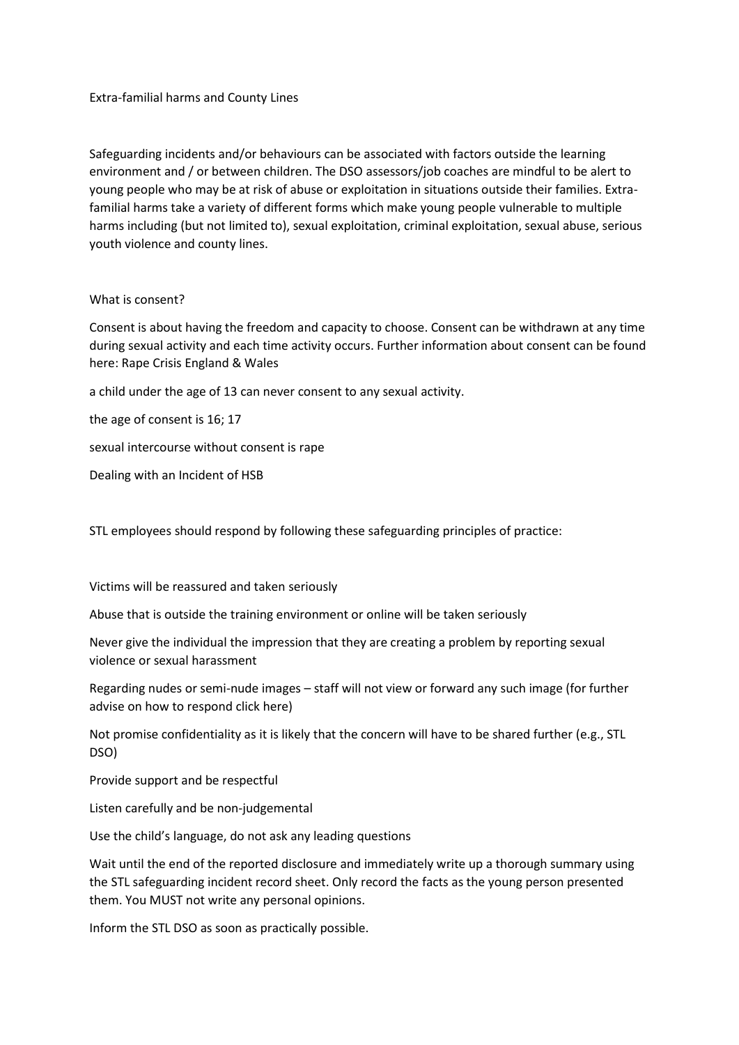Extra-familial harms and County Lines

Safeguarding incidents and/or behaviours can be associated with factors outside the learning environment and / or between children. The DSO assessors/job coaches are mindful to be alert to young people who may be at risk of abuse or exploitation in situations outside their families. Extra-familial harms take a variety of different forms which make young people vulnerable to multiple harms including (but not limited to), sexual exploitation, criminal exploitation, sexual abuse, serious youth violence and county lines.

What is consent?

Consent is about having the freedom and capacity to choose. Consent can be withdrawn at any time during sexual activity and each time activity occurs. Further information about consent can be found here: Rape Crisis England & Wales

a child under the age of 13 can never consent to any sexual activity.

the age of consent is 16; 17

sexual intercourse without consent is rape

Dealing with an Incident of HSB

STL employees should respond by following these safeguarding principles of practice:

Victims will be reassured and taken seriously

Abuse that is outside the training environment or online will be taken seriously

Never give the individual the impression that they are creating a problem by reporting sexual violence or sexual harassment

Regarding nudes or semi-nude images – staff will not view or forward any such image (for further advise on how to respond click here)

Not promise confidentiality as it is likely that the concern will have to be shared further (e.g., STL DSO)

Provide support and be respectful

Listen carefully and be non-judgemental

Use the child's language, do not ask any leading questions

Wait until the end of the reported disclosure and immediately write up a thorough summary using the STL safeguarding incident record sheet. Only record the facts as the young person presented them. You MUST not write any personal opinions.

Inform the STL DSO as soon as practically possible.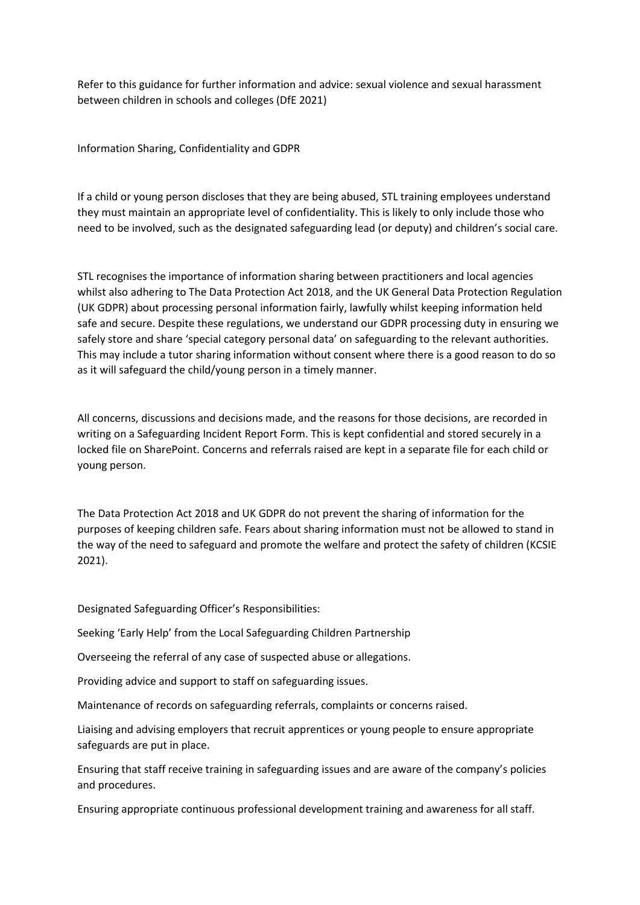Refer to this guidance for further information and advice: sexual violence and sexual harassment between children in schools and colleges (DfE 2021)

## Information Sharing, Confidentiality and GDPR

If a child or young person discloses that they are being abused, STL training employees understand they must maintain an appropriate level of confidentiality. This is likely to only include those who need to be involved, such as the designated safeguarding lead (or deputy) and children's social care.

STL recognises the importance of information sharing between practitioners and local agencies whilst also adhering to The Data Protection Act 2018, and the UK General Data Protection Regulation (UK GDPR) about processing personal information fairly, lawfully whilst keeping information held safe and secure. Despite these regulations, we understand our GDPR processing duty in ensuring we safely store and share 'special category personal data' on safeguarding to the relevant authorities. This may include a tutor sharing information without consent where there is a good reason to do so as it will safeguard the child/young person in a timely manner.

All concerns, discussions and decisions made, and the reasons for those decisions, are recorded in writing on a Safeguarding Incident Report Form. This is kept confidential and stored securely in a locked file on SharePoint. Concerns and referrals raised are kept in a separate file for each child or young person.

The Data Protection Act 2018 and UK GDPR do not prevent the sharing of information for the purposes of keeping children safe. Fears about sharing information must not be allowed to stand in the way of the need to safeguard and promote the welfare and protect the safety of children (KCSIE 2021).

## Designated Safeguarding Officer's Responsibilities:

Seeking 'Early Help' from the Local Safeguarding Children Partnership

Overseeing the referral of any case of suspected abuse or allegations.

Providing advice and support to staff on safeguarding issues.

Maintenance of records on safeguarding referrals, complaints or concerns raised.

Liaising and advising employers that recruit apprentices or young people to ensure appropriate safeguards are put in place.

Ensuring that staff receive training in safeguarding issues and are aware of the company's policies and procedures.

Ensuring appropriate continuous professional development training and awareness for all staff.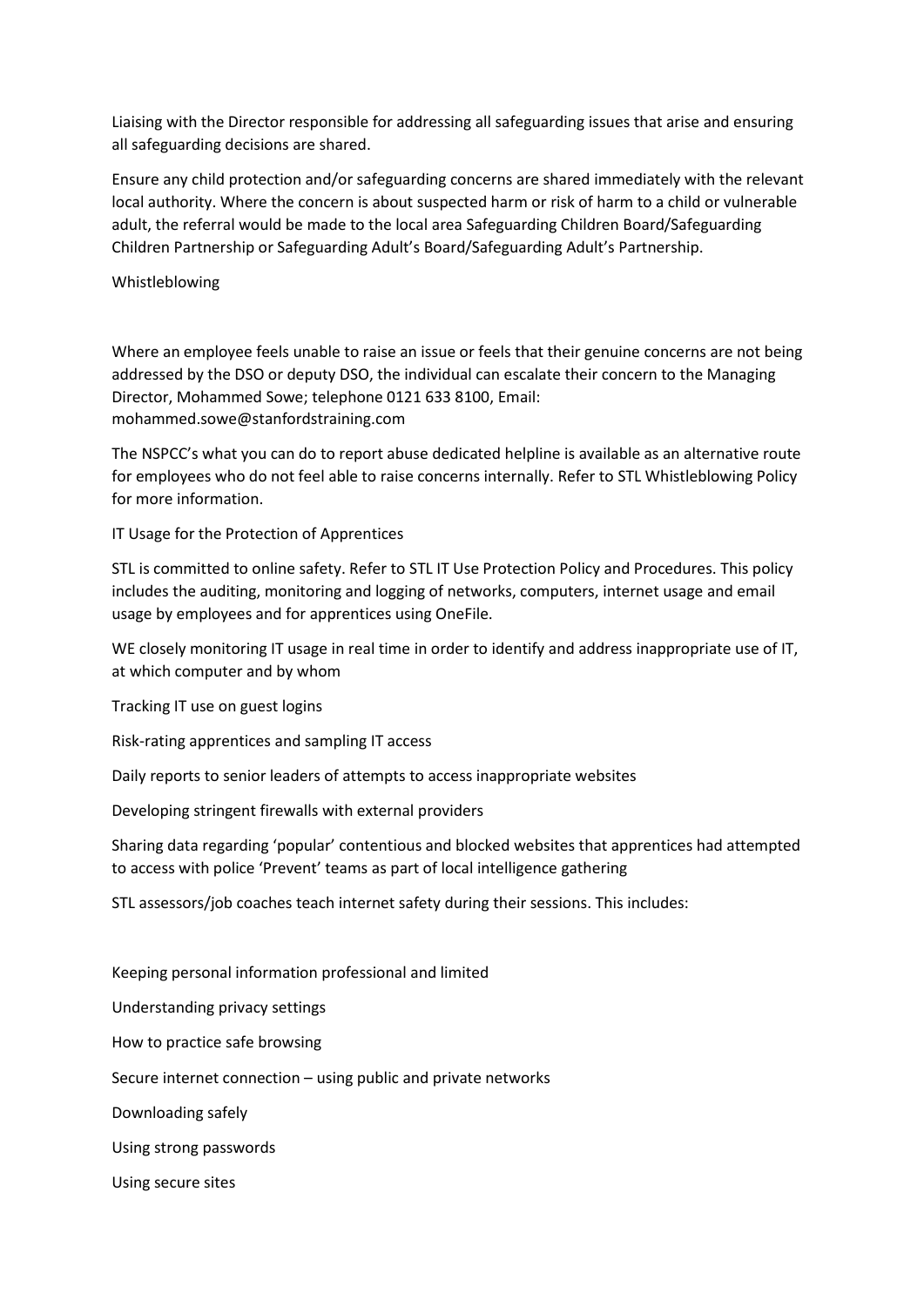Liaising with the Director responsible for addressing all safeguarding issues that arise and ensuring all safeguarding decisions are shared.

Ensure any child protection and/or safeguarding concerns are shared immediately with the relevant local authority. Where the concern is about suspected harm or risk of harm to a child or vulnerable adult, the referral would be made to the local area Safeguarding Children Board/Safeguarding Children Partnership or Safeguarding Adult's Board/Safeguarding Adult's Partnership.

## Whistleblowing

Where an employee feels unable to raise an issue or feels that their genuine concerns are not being addressed by the DSO or deputy DSO, the individual can escalate their concern to the Managing Director, Mohammed Sowe; telephone 0121 633 8100, Email: mohammed.sowe@stanfordstraining.com

The NSPCC's what you can do to report abuse dedicated helpline is available as an alternative route for employees who do not feel able to raise concerns internally. Refer to STL Whistleblowing Policy for more information.

## IT Usage for the Protection of Apprentices

STL is committed to online safety. Refer to STL IT Use Protection Policy and Procedures. This policy includes the auditing, monitoring and logging of networks, computers, internet usage and email usage by employees and for apprentices using OneFile.

WE closely monitoring IT usage in real time in order to identify and address inappropriate use of IT, at which computer and by whom

- Tracking IT use on guest logins
- Risk-rating apprentices and sampling IT access
- Daily reports to senior leaders of attempts to access inappropriate websites
- Developing stringent firewalls with external providers
- Sharing data regarding 'popular' contentious and blocked websites that apprentices had attempted to access with police 'Prevent' teams as part of local intelligence gathering

STL assessors/job coaches teach internet safety during their sessions. This includes:

- Keeping personal information professional and limited
- Understanding privacy settings
- How to practice safe browsing
- Secure internet connection – using public and private networks
- Downloading safely
- Using strong passwords
- Using secure sites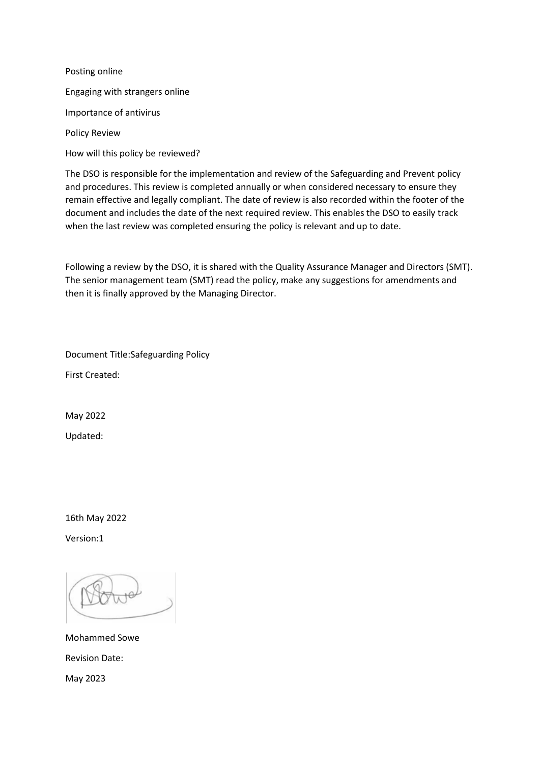Posting online

Engaging with strangers online

Importance of antivirus

Policy Review

How will this policy be reviewed?

The DSO is responsible for the implementation and review of the Safeguarding and Prevent policy and procedures. This review is completed annually or when considered necessary to ensure they remain effective and legally compliant. The date of review is also recorded within the footer of the document and includes the date of the next required review. This enables the DSO to easily track when the last review was completed ensuring the policy is relevant and up to date.

Following a review by the DSO, it is shared with the Quality Assurance Manager and Directors (SMT). The senior management team (SMT) read the policy, make any suggestions for amendments and then it is finally approved by the Managing Director.

Document Title:Safeguarding Policy

First Created:

May 2022

Updated:

16th May 2022

Version:1

Mohammed Sowe

Revision Date:

May 2023